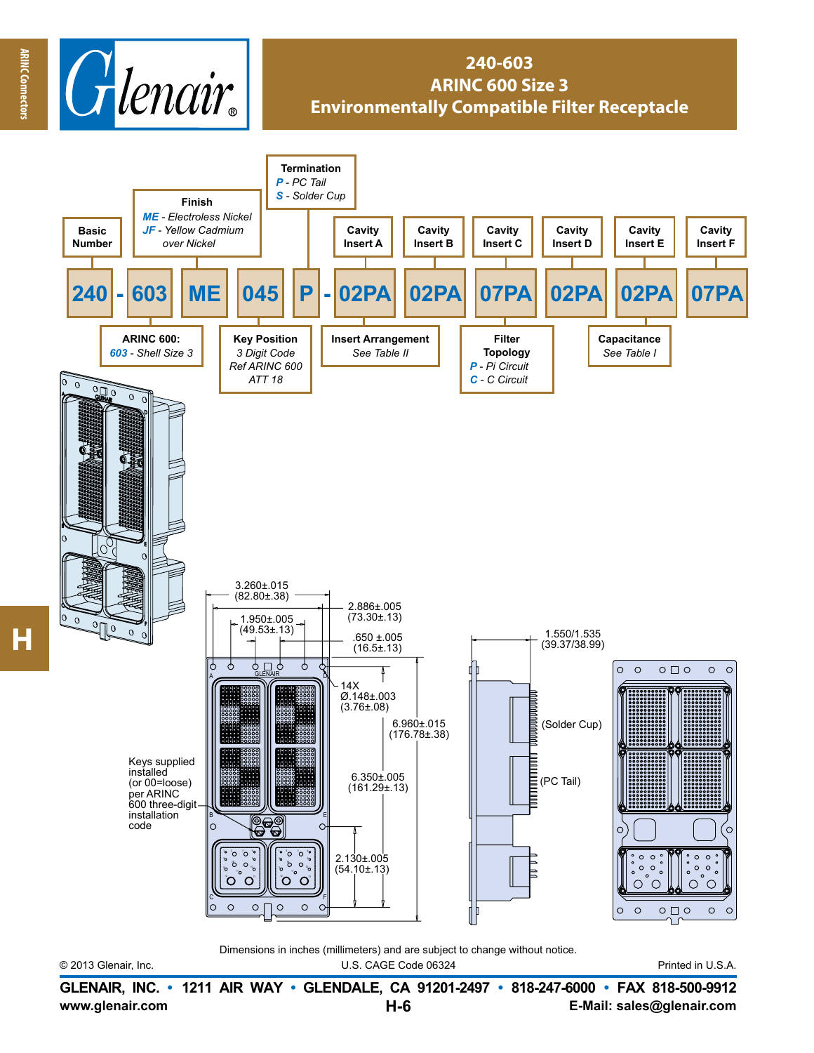# 240-603
## ARINC 600 Size 3
## Environmentally Compatible Filter Receptacle

**240 - 603 ME 045 P - 02PA 02PA 07PA 02PA 02PA 07PA**

- **Basic Number**
- **Finish**
  - *ME* - Electroless Nickel
  - *JF* - Yellow Cadmium over Nickel
- **Termination**
  - *P* - PC Tail
  - *S* - Solder Cup
- **Cavity Insert A**
- **Cavity Insert B**
- **Cavity Insert C**
- **Cavity Insert D**
- **Cavity Insert E**
- **Cavity Insert F**
- **ARINC 600:**
  - *603* - Shell Size 3
- **Key Position**
  - 3 Digit Code
  - Ref ARINC 600 ATT 18
- **Insert Arrangement**
  - See Table II
- **Filter Topology**
  - *P* - Pi Circuit
  - *C* - C Circuit
- **Capacitance**
  - See Table I

3.260±.015 (82.80±.38)

2.886±.005 (73.30±.13)

1.950±.005 (49.53±.13)

.650 ±.005 (16.5±.13)

14X Ø.148±.003 (3.76±.08)

6.960±.015 (176.78±.38)

6.350±.005 (161.29±.13)

2.130±.005 (54.10±.13)

1.550/1.535 (39.37/38.99)

(Solder Cup)

(PC Tail)

Keys supplied installed (or 00=loose) per ARINC 600 three-digit installation code

Dimensions in inches (millimeters) and are subject to change without notice.

© 2013 Glenair, Inc. U.S. CAGE Code 06324 Printed in U.S.A.

**GLENAIR, INC. • 1211 AIR WAY • GLENDALE, CA 91201-2497 • 818-247-6000 • FAX 818-500-9912**

**www.glenair.com** **H-6** **E-Mail: sales@glenair.com**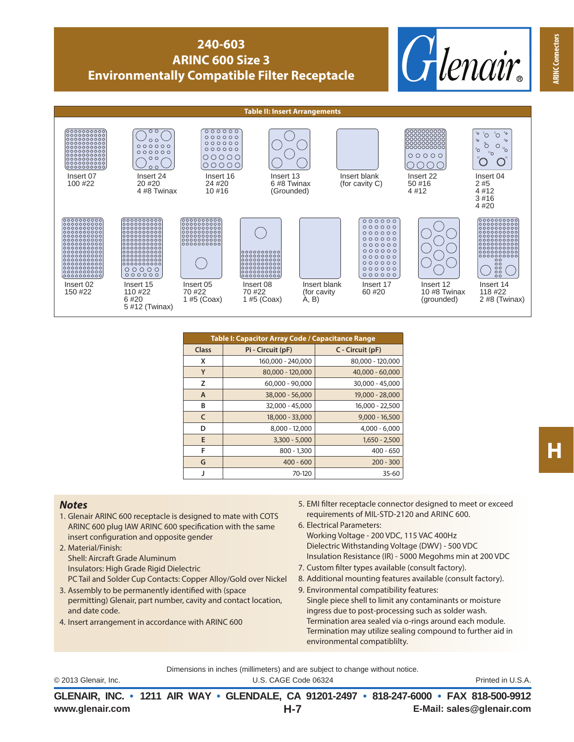# 240-603
## ARINC 600 Size 3
## Environmentally Compatible Filter Receptacle

### Table II: Insert Arrangements

Insert 07
100 #22

Insert 24
20 #20
4 #8 Twinax

Insert 16
24 #20
10 #16

Insert 13
6 #8 Twinax
(Grounded)

Insert blank
(for cavity C)

Insert 22
50 #16
4 #12

Insert 04
2 #5
4 #12
3 #16
4 #20

Insert 02
150 #22

Insert 15
110 #22
6 #20
5 #12 (Twinax)

Insert 05
70 #22
1 #5 (Coax)

Insert 08
70 #22
1 #5 (Coax)

Insert blank
(for cavity
A, B)

Insert 17
60 #20

Insert 12
10 #8 Twinax
(grounded)

Insert 14
118 #22
2 #8 (Twinax)

### Table I: Capacitor Array Code / Capacitance Range

| Class | Pi - Circuit (pF) | C - Circuit (pF) |
|---|---|---|
| X | 160,000 - 240,000 | 80,000 - 120,000 |
| Y | 80,000 - 120,000 | 40,000 - 60,000 |
| Z | 60,000 - 90,000 | 30,000 - 45,000 |
| A | 38,000 - 56,000 | 19,000 - 28,000 |
| B | 32,000 - 45,000 | 16,000 - 22,500 |
| C | 18,000 - 33,000 | 9,000 - 16,500 |
| D | 8,000 - 12,000 | 4,000 - 6,000 |
| E | 3,300 - 5,000 | 1,650 - 2,500 |
| F | 800 - 1,300 | 400 - 650 |
| G | 400 - 600 | 200 - 300 |
| J | 70-120 | 35-60 |

### *Notes*

1. Glenair ARINC 600 receptacle is designed to mate with COTS ARINC 600 plug IAW ARINC 600 specification with the same insert configuration and opposite gender
2. Material/Finish:
   Shell: Aircraft Grade Aluminum
   Insulators: High Grade Rigid Dielectric
   PC Tail and Solder Cup Contacts: Copper Alloy/Gold over Nickel
3. Assembly to be permanently identified with (space permitting) Glenair, part number, cavity and contact location, and date code.
4. Insert arrangement in accordance with ARINC 600
5. EMI filter receptacle connector designed to meet or exceed requirements of MIL-STD-2120 and ARINC 600.
6. Electrical Parameters:
   Working Voltage - 200 VDC, 115 VAC 400Hz
   Dielectric Withstanding Voltage (DWV) - 500 VDC
   Insulation Resistance (IR) - 5000 Megohms min at 200 VDC
7. Custom filter types available (consult factory).
8. Additional mounting features available (consult factory).
9. Environmental compatibility features:
   Single piece shell to limit any contaminants or moisture ingress due to post-processing such as solder wash.
   Termination area sealed via o-rings around each module.
   Termination may utilize sealing compound to further aid in environmental compatiblilty.

Dimensions in inches (millimeters) and are subject to change without notice.

© 2013 Glenair, Inc. U.S. CAGE Code 06324 Printed in U.S.A.

**GLENAIR, INC. • 1211 AIR WAY • GLENDALE, CA 91201-2497 • 818-247-6000 • FAX 818-500-9912**
**www.glenair.com** **E-Mail: sales@glenair.com**